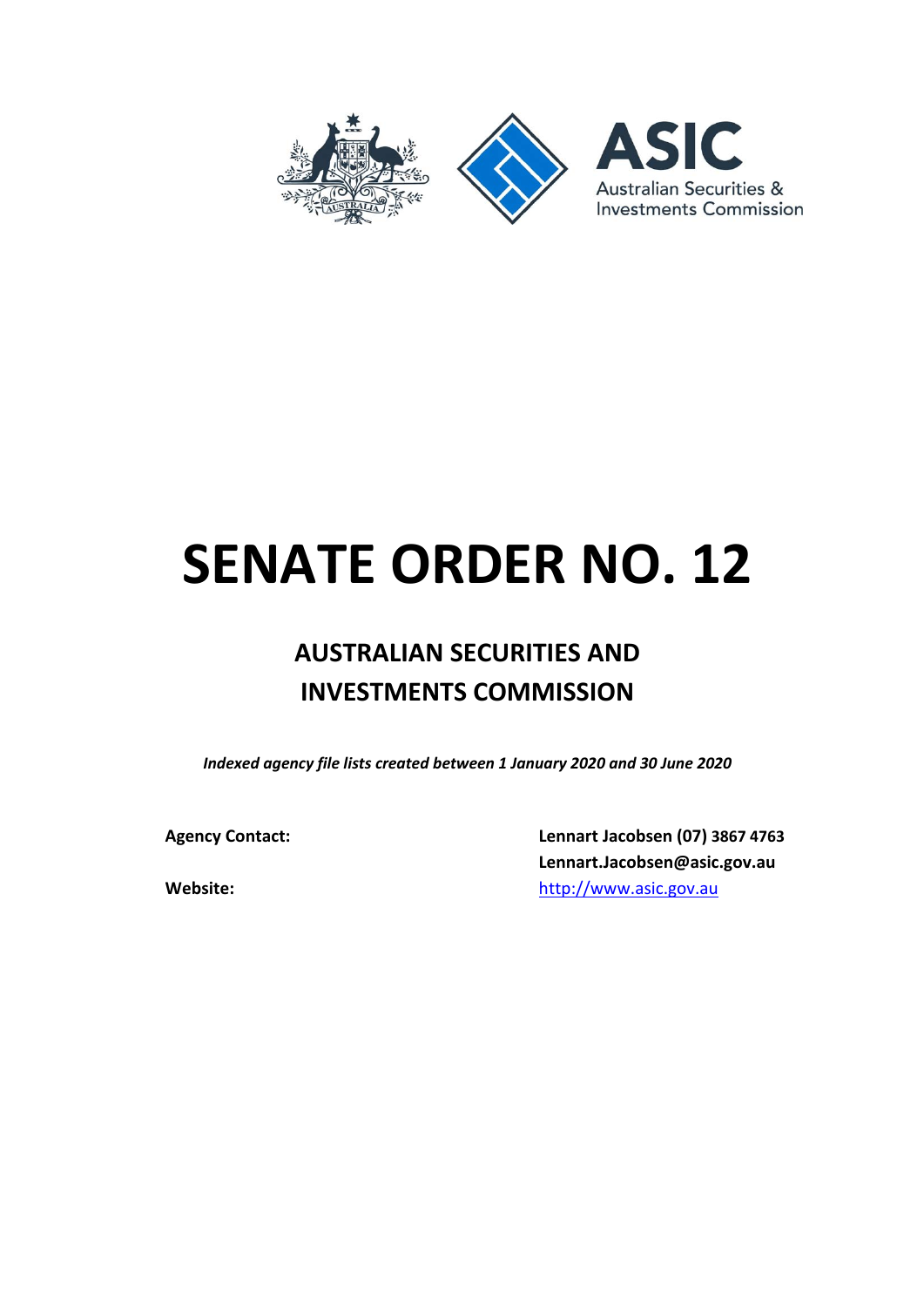ASIC

Australian Securities & Investments Commission

# SENATE ORDER NO. 12

## AUSTRALIAN SECURITIES AND INVESTMENTS COMMISSION

*Indexed agency file lists created between 1 January 2020 and 30 June 2020*

**Agency Contact:** **Lennart Jacobsen (07) 3867 4763**
**Lennart.Jacobsen@asic.gov.au**

**Website:** http://www.asic.gov.au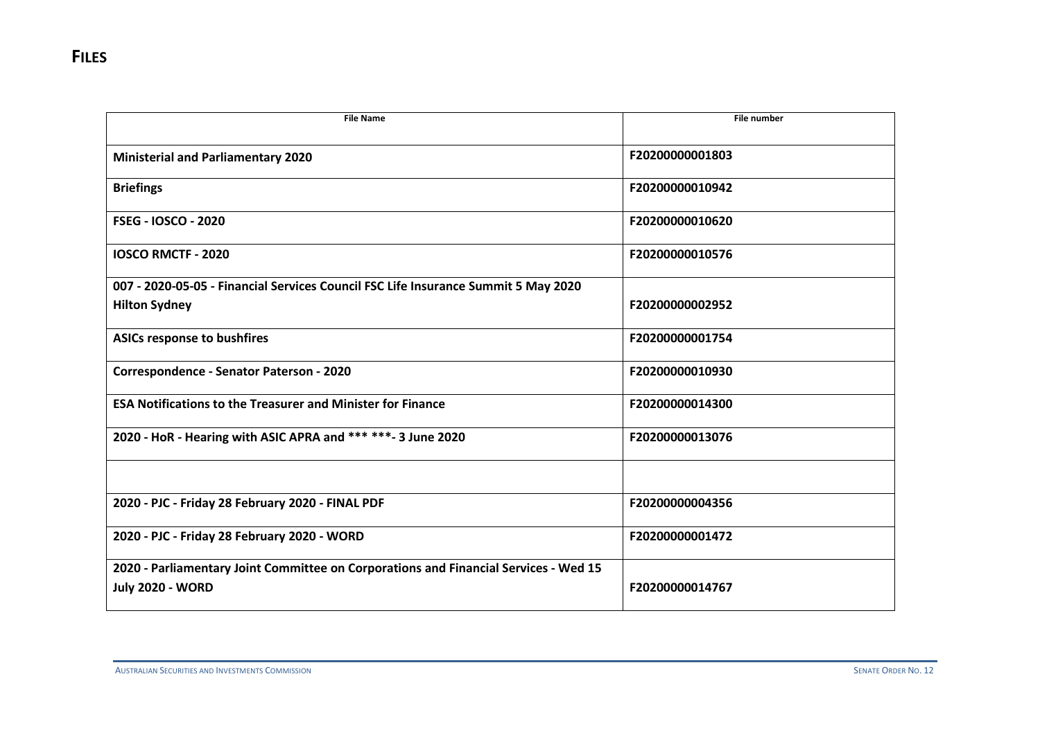## FILES

| File Name | File number |
|---|---|
| **Ministerial and Parliamentary 2020** | **F20200000001803** |
| **Briefings** | **F20200000010942** |
| **FSEG - IOSCO - 2020** | **F20200000010620** |
| **IOSCO RMCTF - 2020** | **F20200000010576** |
| **007 - 2020-05-05 - Financial Services Council FSC Life Insurance Summit 5 May 2020 Hilton Sydney** | **F20200000002952** |
| **ASICs response to bushfires** | **F20200000001754** |
| **Correspondence - Senator Paterson - 2020** | **F20200000010930** |
| **ESA Notifications to the Treasurer and Minister for Finance** | **F20200000014300** |
| **2020 - HoR - Hearing with ASIC APRA and *** ***- 3 June 2020** | **F20200000013076** |
| | |
| **2020 - PJC - Friday 28 February 2020 - FINAL PDF** | **F20200000004356** |
| **2020 - PJC - Friday 28 February 2020 - WORD** | **F20200000001472** |
| **2020 - Parliamentary Joint Committee on Corporations and Financial Services - Wed 15 July 2020 - WORD** | **F20200000014767** |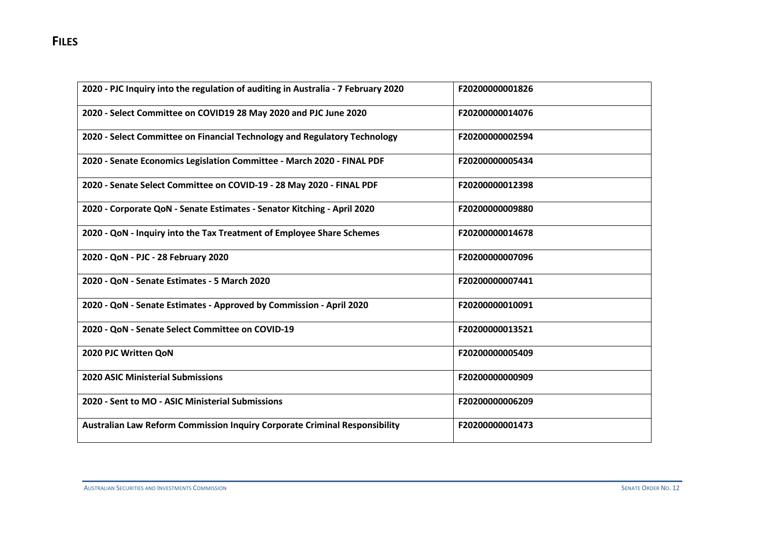## FILES

| | |
|---|---|
| **2020 - PJC Inquiry into the regulation of auditing in Australia - 7 February 2020** | **F20200000001826** |
| **2020 - Select Committee on COVID19 28 May 2020 and PJC June 2020** | **F20200000014076** |
| **2020 - Select Committee on Financial Technology and Regulatory Technology** | **F20200000002594** |
| **2020 - Senate Economics Legislation Committee - March 2020 - FINAL PDF** | **F20200000005434** |
| **2020 - Senate Select Committee on COVID-19 - 28 May 2020 - FINAL PDF** | **F20200000012398** |
| **2020 - Corporate QoN - Senate Estimates - Senator Kitching - April 2020** | **F20200000009880** |
| **2020 - QoN - Inquiry into the Tax Treatment of Employee Share Schemes** | **F20200000014678** |
| **2020 - QoN - PJC - 28 February 2020** | **F20200000007096** |
| **2020 - QoN - Senate Estimates - 5 March 2020** | **F20200000007441** |
| **2020 - QoN - Senate Estimates - Approved by Commission - April 2020** | **F20200000010091** |
| **2020 - QoN - Senate Select Committee on COVID-19** | **F20200000013521** |
| **2020 PJC Written QoN** | **F20200000005409** |
| **2020 ASIC Ministerial Submissions** | **F20200000000909** |
| **2020 - Sent to MO - ASIC Ministerial Submissions** | **F20200000006209** |
| **Australian Law Reform Commission Inquiry Corporate Criminal Responsibility** | **F20200000001473** |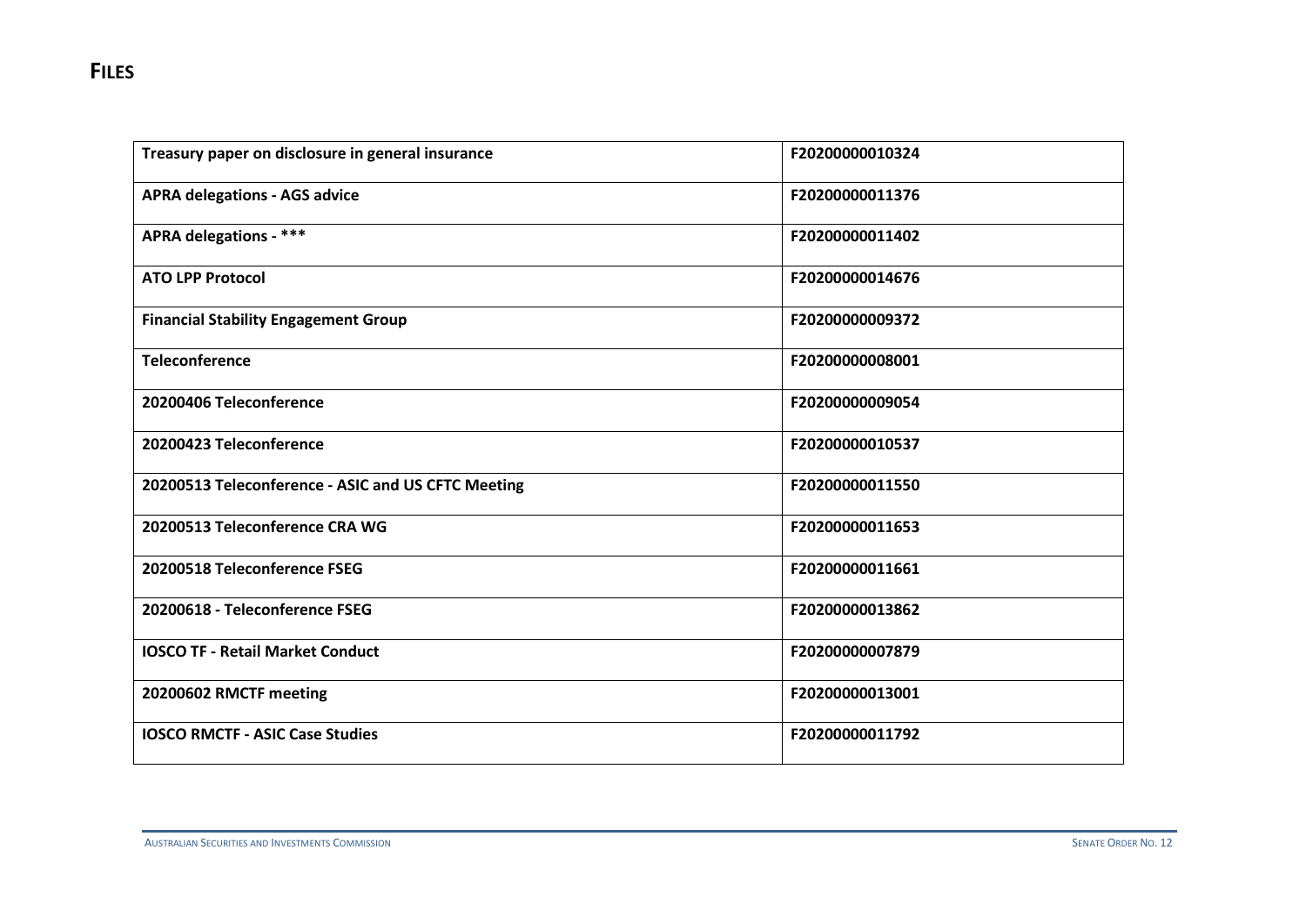# FILES

| Treasury paper on disclosure in general insurance | F20200000010324 |
|---|---|
| APRA delegations - AGS advice | F20200000011376 |
| APRA delegations - *** | F20200000011402 |
| ATO LPP Protocol | F20200000014676 |
| Financial Stability Engagement Group | F20200000009372 |
| Teleconference | F20200000008001 |
| 20200406 Teleconference | F20200000009054 |
| 20200423 Teleconference | F20200000010537 |
| 20200513 Teleconference - ASIC and US CFTC Meeting | F20200000011550 |
| 20200513 Teleconference CRA WG | F20200000011653 |
| 20200518 Teleconference FSEG | F20200000011661 |
| 20200618 - Teleconference FSEG | F20200000013862 |
| IOSCO TF - Retail Market Conduct | F20200000007879 |
| 20200602 RMCTF meeting | F20200000013001 |
| IOSCO RMCTF - ASIC Case Studies | F20200000011792 |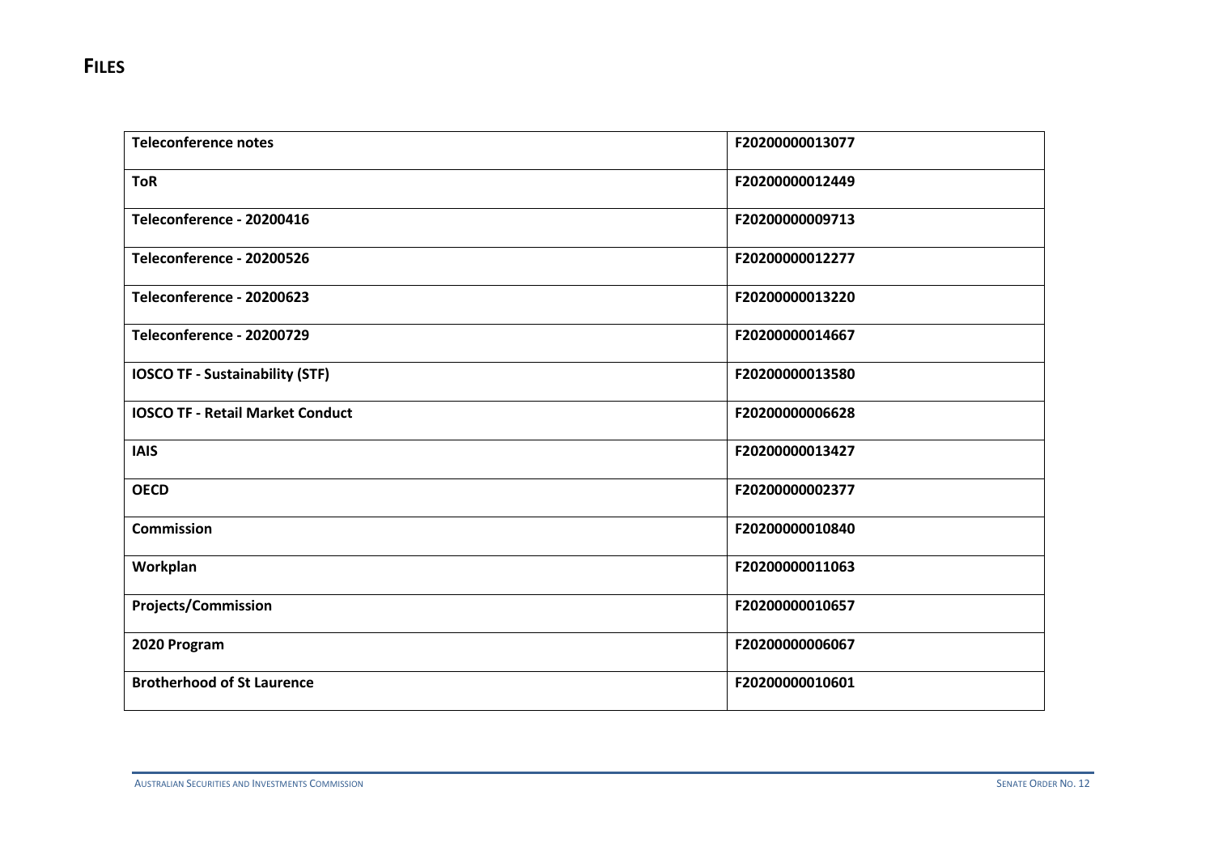# FILES

| Teleconference notes | F20200000013077 |
|---|---|
| ToR | F20200000012449 |
| Teleconference - 20200416 | F20200000009713 |
| Teleconference - 20200526 | F20200000012277 |
| Teleconference - 20200623 | F20200000013220 |
| Teleconference - 20200729 | F20200000014667 |
| IOSCO TF - Sustainability (STF) | F20200000013580 |
| IOSCO TF - Retail Market Conduct | F20200000006628 |
| IAIS | F20200000013427 |
| OECD | F20200000002377 |
| Commission | F20200000010840 |
| Workplan | F20200000011063 |
| Projects/Commission | F20200000010657 |
| 2020 Program | F20200000006067 |
| Brotherhood of St Laurence | F20200000010601 |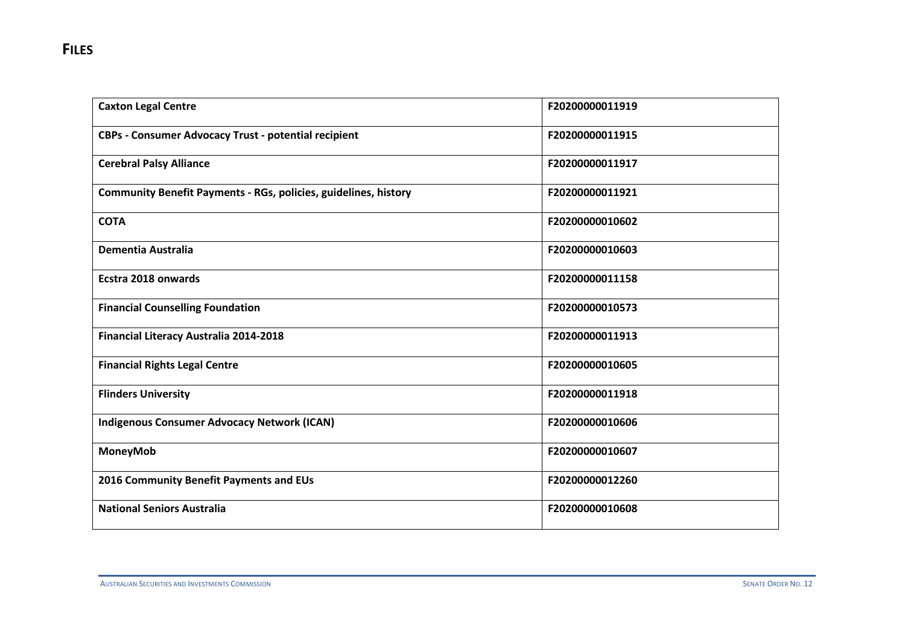# FILES

| | |
|---|---|
| **Caxton Legal Centre** | F20200000011919 |
| **CBPs - Consumer Advocacy Trust - potential recipient** | F20200000011915 |
| **Cerebral Palsy Alliance** | F20200000011917 |
| **Community Benefit Payments - RGs, policies, guidelines, history** | F20200000011921 |
| **COTA** | F20200000010602 |
| **Dementia Australia** | F20200000010603 |
| **Ecstra 2018 onwards** | F20200000011158 |
| **Financial Counselling Foundation** | F20200000010573 |
| **Financial Literacy Australia 2014-2018** | F20200000011913 |
| **Financial Rights Legal Centre** | F20200000010605 |
| **Flinders University** | F20200000011918 |
| **Indigenous Consumer Advocacy Network (ICAN)** | F20200000010606 |
| **MoneyMob** | F20200000010607 |
| **2016 Community Benefit Payments and EUs** | F20200000012260 |
| **National Seniors Australia** | F20200000010608 |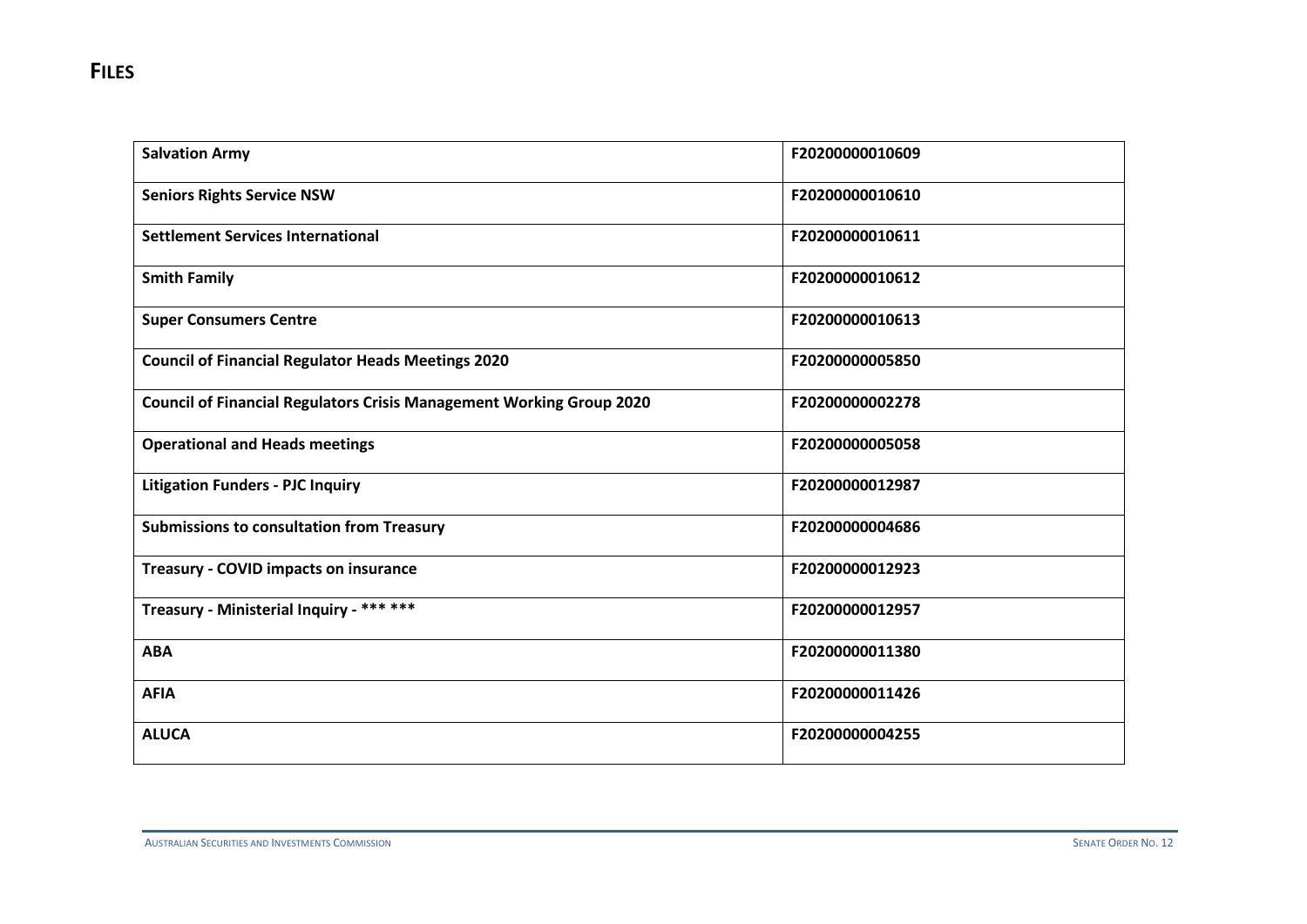## FILES

| | |
|---|---|
| **Salvation Army** | F20200000010609 |
| **Seniors Rights Service NSW** | F20200000010610 |
| **Settlement Services International** | F20200000010611 |
| **Smith Family** | F20200000010612 |
| **Super Consumers Centre** | F20200000010613 |
| **Council of Financial Regulator Heads Meetings 2020** | F20200000005850 |
| **Council of Financial Regulators Crisis Management Working Group 2020** | F20200000002278 |
| **Operational and Heads meetings** | F20200000005058 |
| **Litigation Funders - PJC Inquiry** | F20200000012987 |
| **Submissions to consultation from Treasury** | F20200000004686 |
| **Treasury - COVID impacts on insurance** | F20200000012923 |
| **Treasury - Ministerial Inquiry - *** *****| F20200000012957 |
| **ABA** | F20200000011380 |
| **AFIA** | F20200000011426 |
| **ALUCA** | F20200000004255 |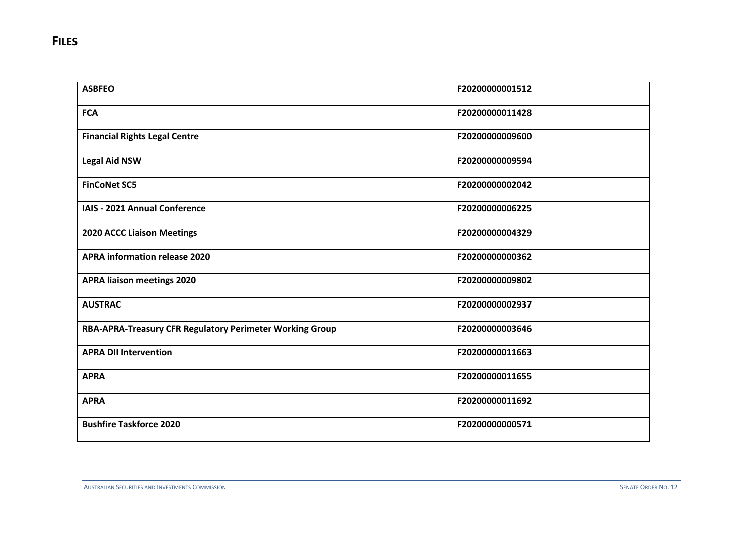## FILES

| ASBFEO | F20200000001512 |
|---|---|
| FCA | F20200000011428 |
| Financial Rights Legal Centre | F20200000009600 |
| Legal Aid NSW | F20200000009594 |
| FinCoNet SC5 | F20200000002042 |
| IAIS - 2021 Annual Conference | F20200000006225 |
| 2020 ACCC Liaison Meetings | F20200000004329 |
| APRA information release 2020 | F20200000000362 |
| APRA liaison meetings 2020 | F20200000009802 |
| AUSTRAC | F20200000002937 |
| RBA-APRA-Treasury CFR Regulatory Perimeter Working Group | F20200000003646 |
| APRA DII Intervention | F20200000011663 |
| APRA | F20200000011655 |
| APRA | F20200000011692 |
| Bushfire Taskforce 2020 | F20200000000571 |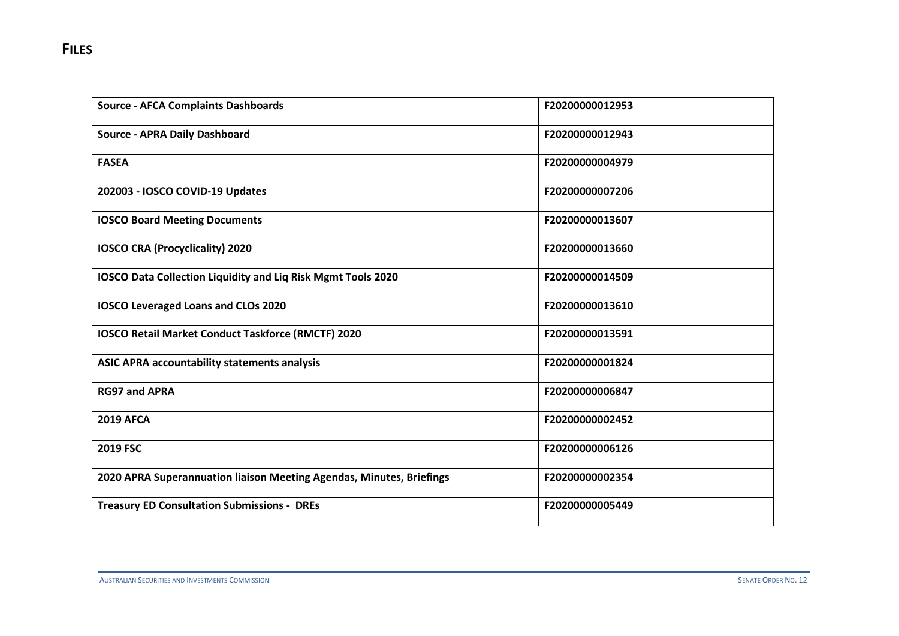## Files

| Source - AFCA Complaints Dashboards | F20200000012953 |
|---|---|
| Source - APRA Daily Dashboard | F20200000012943 |
| FASEA | F20200000004979 |
| 202003 - IOSCO COVID-19 Updates | F20200000007206 |
| IOSCO Board Meeting Documents | F20200000013607 |
| IOSCO CRA (Procyclicality) 2020 | F20200000013660 |
| IOSCO Data Collection Liquidity and Liq Risk Mgmt Tools 2020 | F20200000014509 |
| IOSCO Leveraged Loans and CLOs 2020 | F20200000013610 |
| IOSCO Retail Market Conduct Taskforce (RMCTF) 2020 | F20200000013591 |
| ASIC APRA accountability statements analysis | F20200000001824 |
| RG97 and APRA | F20200000006847 |
| 2019 AFCA | F20200000002452 |
| 2019 FSC | F20200000006126 |
| 2020 APRA Superannuation liaison Meeting Agendas, Minutes, Briefings | F20200000002354 |
| Treasury ED Consultation Submissions - DREs | F20200000005449 |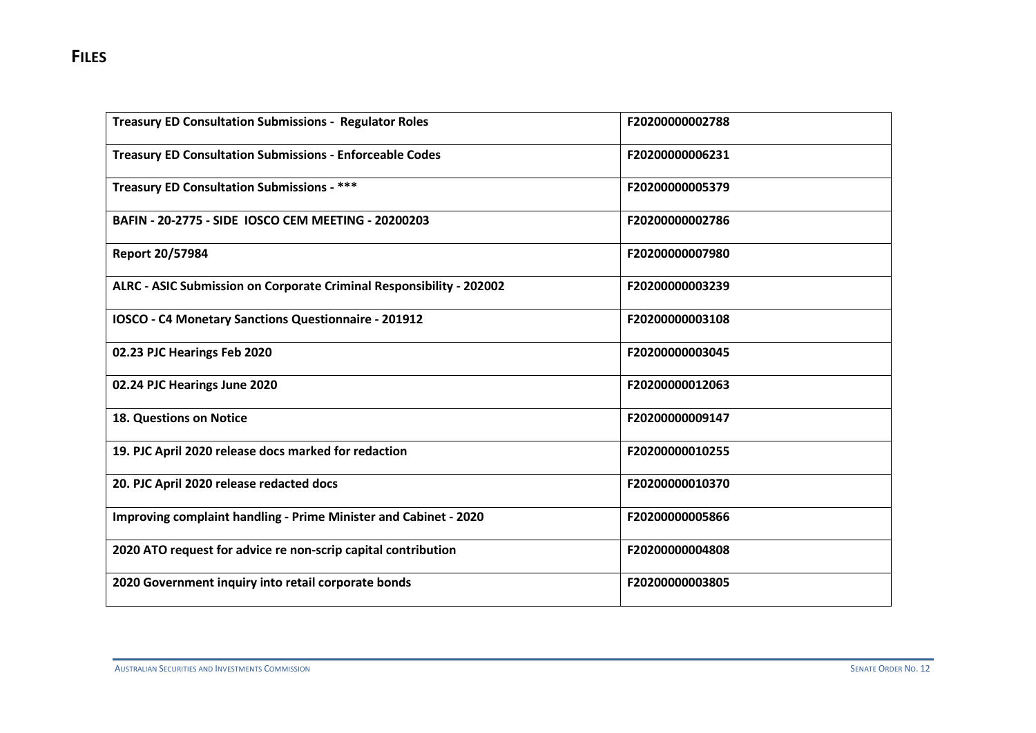## FILES

| Treasury ED Consultation Submissions - Regulator Roles | F20200000002788 |
|---|---|
| Treasury ED Consultation Submissions - Enforceable Codes | F20200000006231 |
| Treasury ED Consultation Submissions - *** | F20200000005379 |
| BAFIN - 20-2775 - SIDE IOSCO CEM MEETING - 20200203 | F20200000002786 |
| Report 20/57984 | F20200000007980 |
| ALRC - ASIC Submission on Corporate Criminal Responsibility - 202002 | F20200000003239 |
| IOSCO - C4 Monetary Sanctions Questionnaire - 201912 | F20200000003108 |
| 02.23 PJC Hearings Feb 2020 | F20200000003045 |
| 02.24 PJC Hearings June 2020 | F20200000012063 |
| 18. Questions on Notice | F20200000009147 |
| 19. PJC April 2020 release docs marked for redaction | F20200000010255 |
| 20. PJC April 2020 release redacted docs | F20200000010370 |
| Improving complaint handling - Prime Minister and Cabinet - 2020 | F20200000005866 |
| 2020 ATO request for advice re non-scrip capital contribution | F20200000004808 |
| 2020 Government inquiry into retail corporate bonds | F20200000003805 |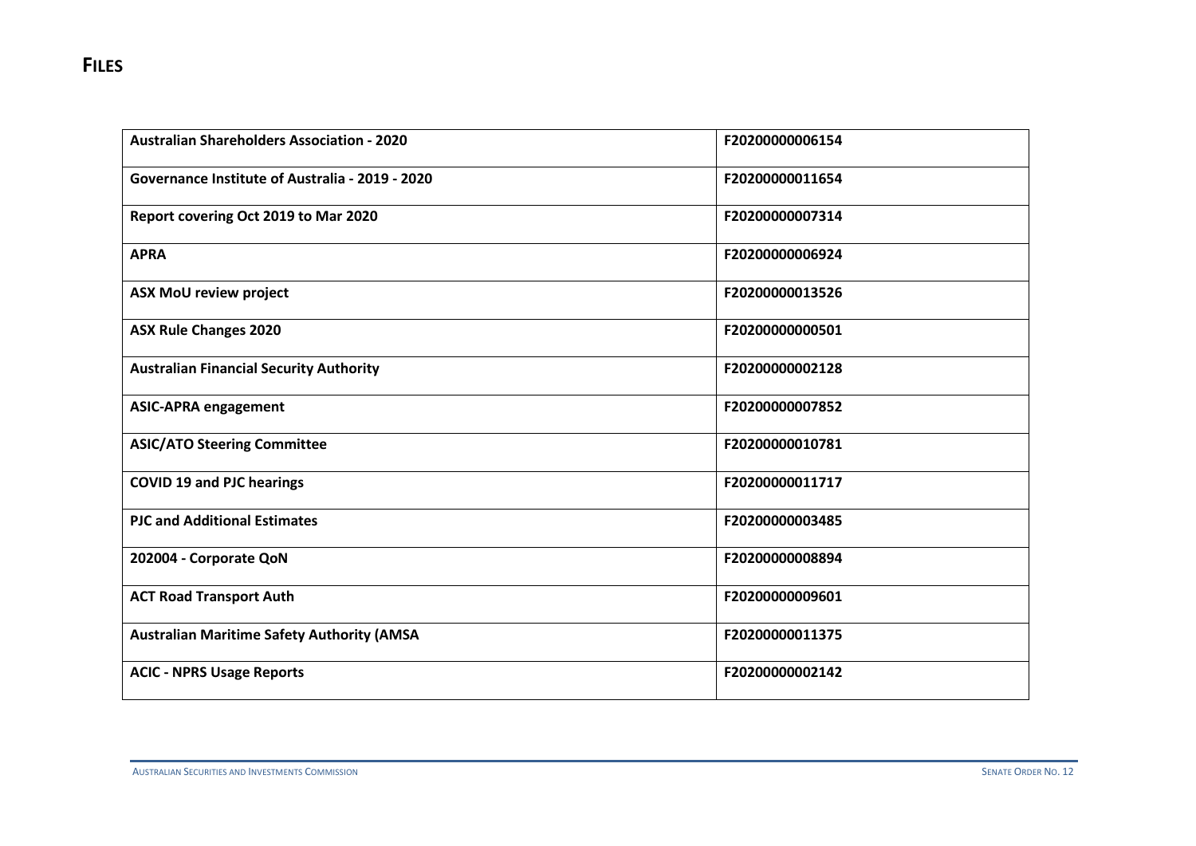# FILES

| Australian Shareholders Association - 2020 | F20200000006154 |
|---|---|
| Governance Institute of Australia - 2019 - 2020 | F20200000011654 |
| Report covering Oct 2019 to Mar 2020 | F20200000007314 |
| APRA | F20200000006924 |
| ASX MoU review project | F20200000013526 |
| ASX Rule Changes 2020 | F20200000000501 |
| Australian Financial Security Authority | F20200000002128 |
| ASIC-APRA engagement | F20200000007852 |
| ASIC/ATO Steering Committee | F20200000010781 |
| COVID 19 and PJC hearings | F20200000011717 |
| PJC and Additional Estimates | F20200000003485 |
| 202004 - Corporate QoN | F20200000008894 |
| ACT Road Transport Auth | F20200000009601 |
| Australian Maritime Safety Authority (AMSA | F20200000011375 |
| ACIC - NPRS Usage Reports | F20200000002142 |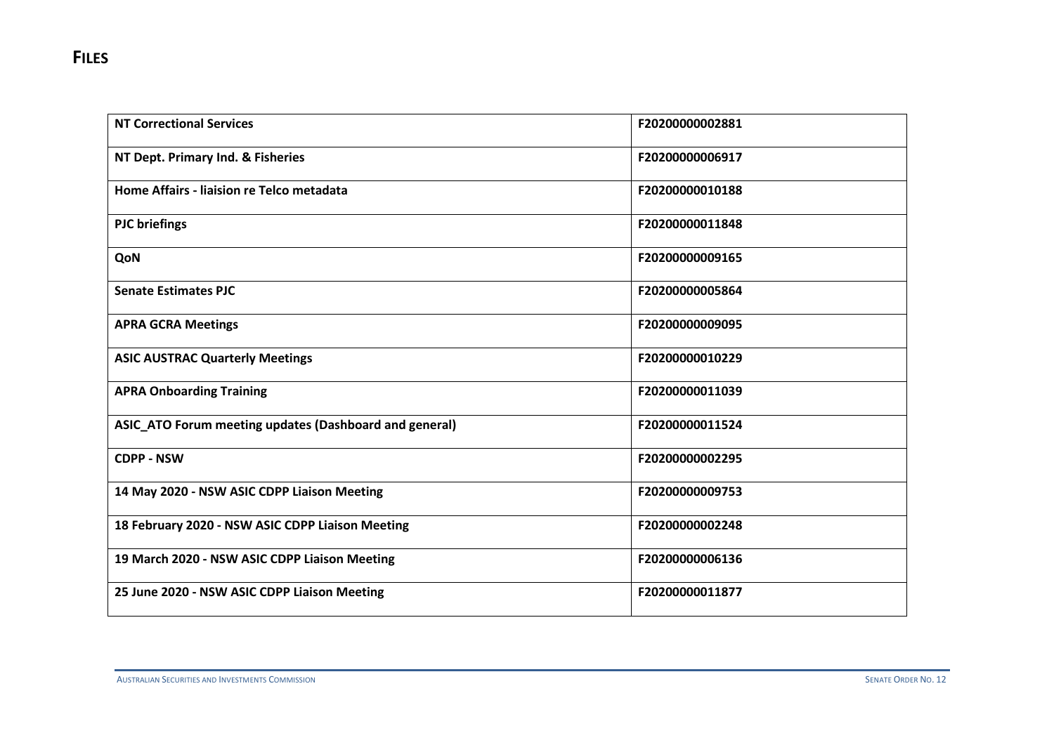# FILES

| NT Correctional Services | F20200000002881 |
|---|---|
| NT Dept. Primary Ind. & Fisheries | F20200000006917 |
| Home Affairs - liaision re Telco metadata | F20200000010188 |
| PJC briefings | F20200000011848 |
| QoN | F20200000009165 |
| Senate Estimates PJC | F20200000005864 |
| APRA GCRA Meetings | F20200000009095 |
| ASIC AUSTRAC Quarterly Meetings | F20200000010229 |
| APRA Onboarding Training | F20200000011039 |
| ASIC_ATO Forum meeting updates (Dashboard and general) | F20200000011524 |
| CDPP - NSW | F20200000002295 |
| 14 May 2020 - NSW ASIC CDPP Liaison Meeting | F20200000009753 |
| 18 February 2020 - NSW ASIC CDPP Liaison Meeting | F20200000002248 |
| 19 March 2020 - NSW ASIC CDPP Liaison Meeting | F20200000006136 |
| 25 June 2020 - NSW ASIC CDPP Liaison Meeting | F20200000011877 |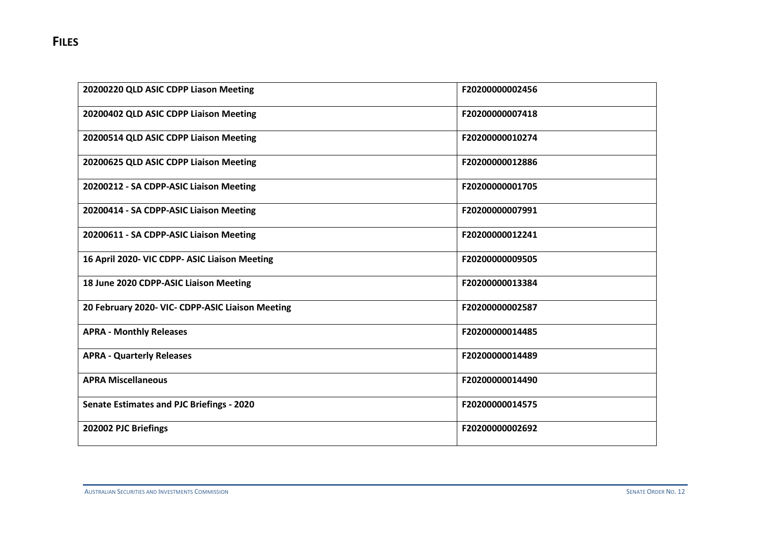# FILES

| | |
|---|---|
| **20200220 QLD ASIC CDPP Liason Meeting** | **F20200000002456** |
| **20200402 QLD ASIC CDPP Liaison Meeting** | **F20200000007418** |
| **20200514 QLD ASIC CDPP Liaison Meeting** | **F20200000010274** |
| **20200625 QLD ASIC CDPP Liaison Meeting** | **F20200000012886** |
| **20200212 - SA CDPP-ASIC Liaison Meeting** | **F20200000001705** |
| **20200414 - SA CDPP-ASIC Liaison Meeting** | **F20200000007991** |
| **20200611 - SA CDPP-ASIC Liaison Meeting** | **F20200000012241** |
| **16 April 2020- VIC CDPP- ASIC Liaison Meeting** | **F20200000009505** |
| **18 June 2020 CDPP-ASIC Liaison Meeting** | **F20200000013384** |
| **20 February 2020- VIC- CDPP-ASIC Liaison Meeting** | **F20200000002587** |
| **APRA - Monthly Releases** | **F20200000014485** |
| **APRA - Quarterly Releases** | **F20200000014489** |
| **APRA Miscellaneous** | **F20200000014490** |
| **Senate Estimates and PJC Briefings - 2020** | **F20200000014575** |
| **202002 PJC Briefings** | **F20200000002692** |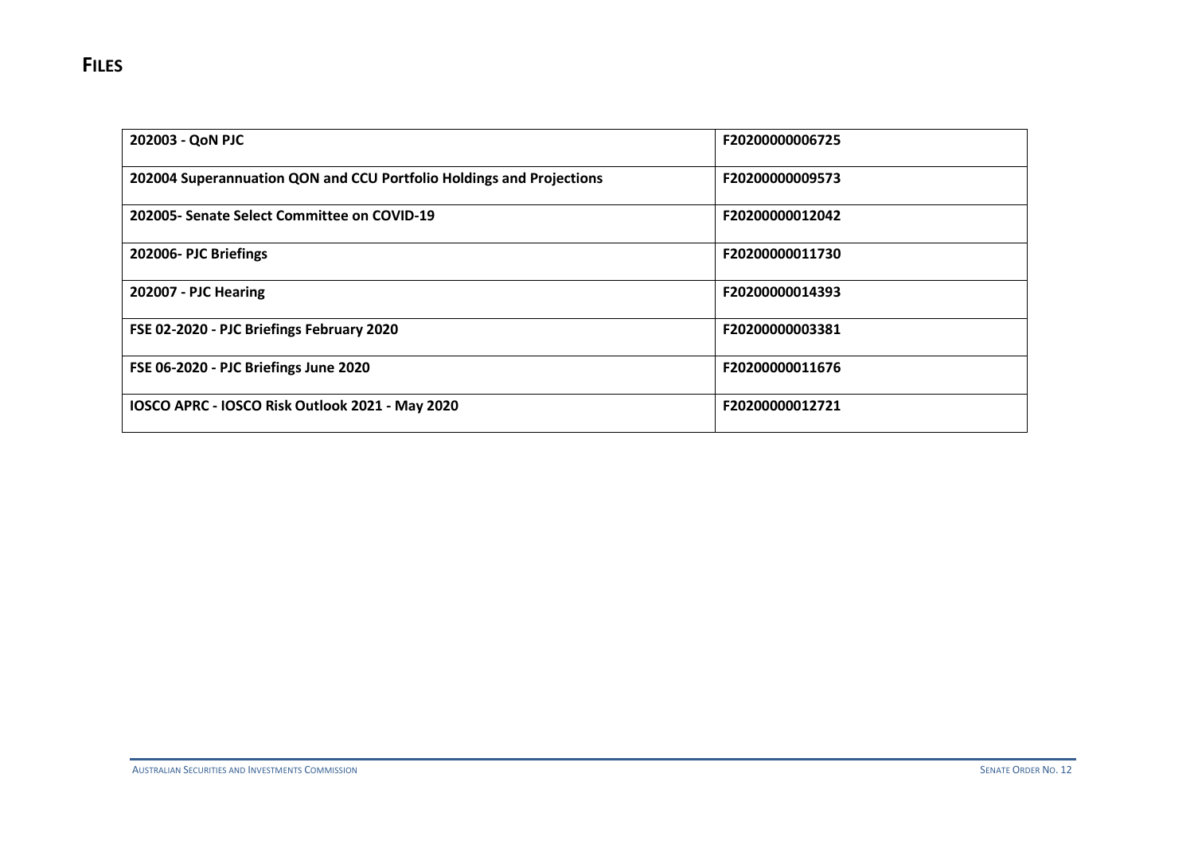# FILES

| | |
|---|---|
| **202003 - QoN PJC** | **F20200000006725** |
| **202004 Superannuation QON and CCU Portfolio Holdings and Projections** | **F20200000009573** |
| **202005- Senate Select Committee on COVID-19** | **F20200000012042** |
| **202006- PJC Briefings** | **F20200000011730** |
| **202007 - PJC Hearing** | **F20200000014393** |
| **FSE 02-2020 - PJC Briefings February 2020** | **F20200000003381** |
| **FSE 06-2020 - PJC Briefings June 2020** | **F20200000011676** |
| **IOSCO APRC - IOSCO Risk Outlook 2021 - May 2020** | **F20200000012721** |